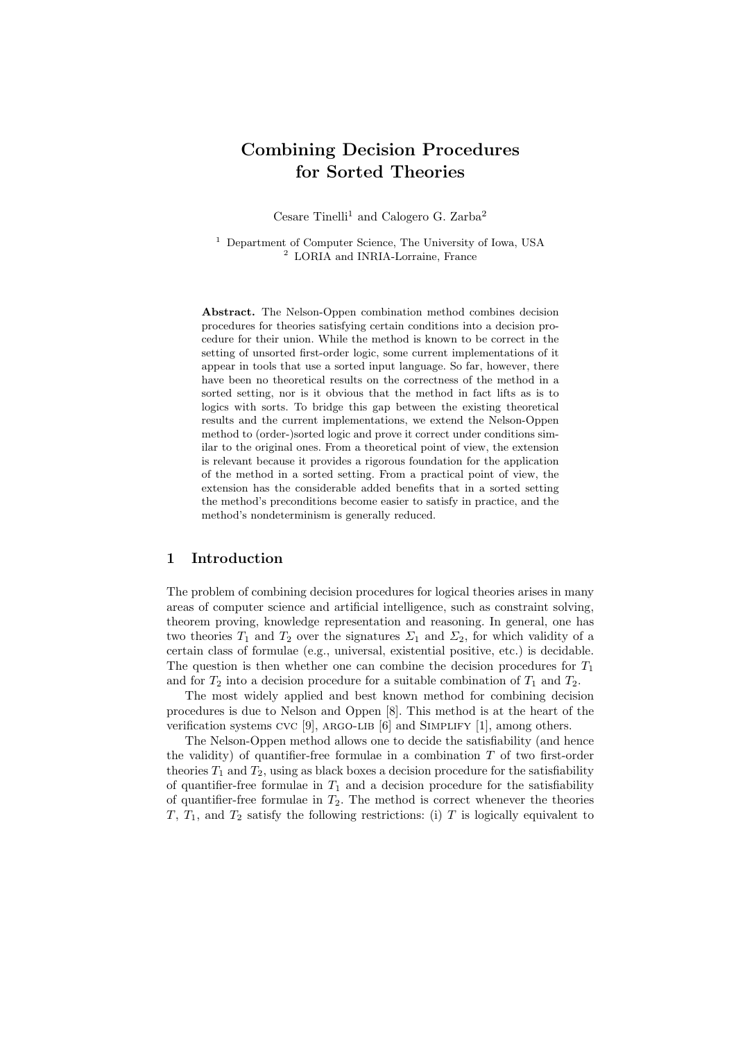# Combining Decision Procedures for Sorted Theories

Cesare Tinelli[1] and Calogero G. Zarba[2]

[1] Department of Computer Science, The University of Iowa, USA
[2] LORIA and INRIA-Lorraine, France

**Abstract.** The Nelson-Oppen combination method combines decision procedures for theories satisfying certain conditions into a decision procedure for their union. While the method is known to be correct in the setting of unsorted first-order logic, some current implementations of it appear in tools that use a sorted input language. So far, however, there have been no theoretical results on the correctness of the method in a sorted setting, nor is it obvious that the method in fact lifts as is to logics with sorts. To bridge this gap between the existing theoretical results and the current implementations, we extend the Nelson-Oppen method to (order-)sorted logic and prove it correct under conditions similar to the original ones. From a theoretical point of view, the extension is relevant because it provides a rigorous foundation for the application of the method in a sorted setting. From a practical point of view, the extension has the considerable added benefits that in a sorted setting the method's preconditions become easier to satisfy in practice, and the method's nondeterminism is generally reduced.

## 1 Introduction

The problem of combining decision procedures for logical theories arises in many areas of computer science and artificial intelligence, such as constraint solving, theorem proving, knowledge representation and reasoning. In general, one has two theories $T_1$ and $T_2$ over the signatures $\Sigma_1$ and $\Sigma_2$, for which validity of a certain class of formulae (e.g., universal, existential positive, etc.) is decidable. The question is then whether one can combine the decision procedures for $T_1$ and for $T_2$ into a decision procedure for a suitable combination of $T_1$ and $T_2$.

The most widely applied and best known method for combining decision procedures is due to Nelson and Oppen [8]. This method is at the heart of the verification systems CVC [9], ARGO-LIB [6] and SIMPLIFY [1], among others.

The Nelson-Oppen method allows one to decide the satisfiability (and hence the validity) of quantifier-free formulae in a combination $T$ of two first-order theories $T_1$ and $T_2$, using as black boxes a decision procedure for the satisfiability of quantifier-free formulae in $T_1$ and a decision procedure for the satisfiability of quantifier-free formulae in $T_2$. The method is correct whenever the theories $T$, $T_1$, and $T_2$ satisfy the following restrictions: (i) $T$ is logically equivalent to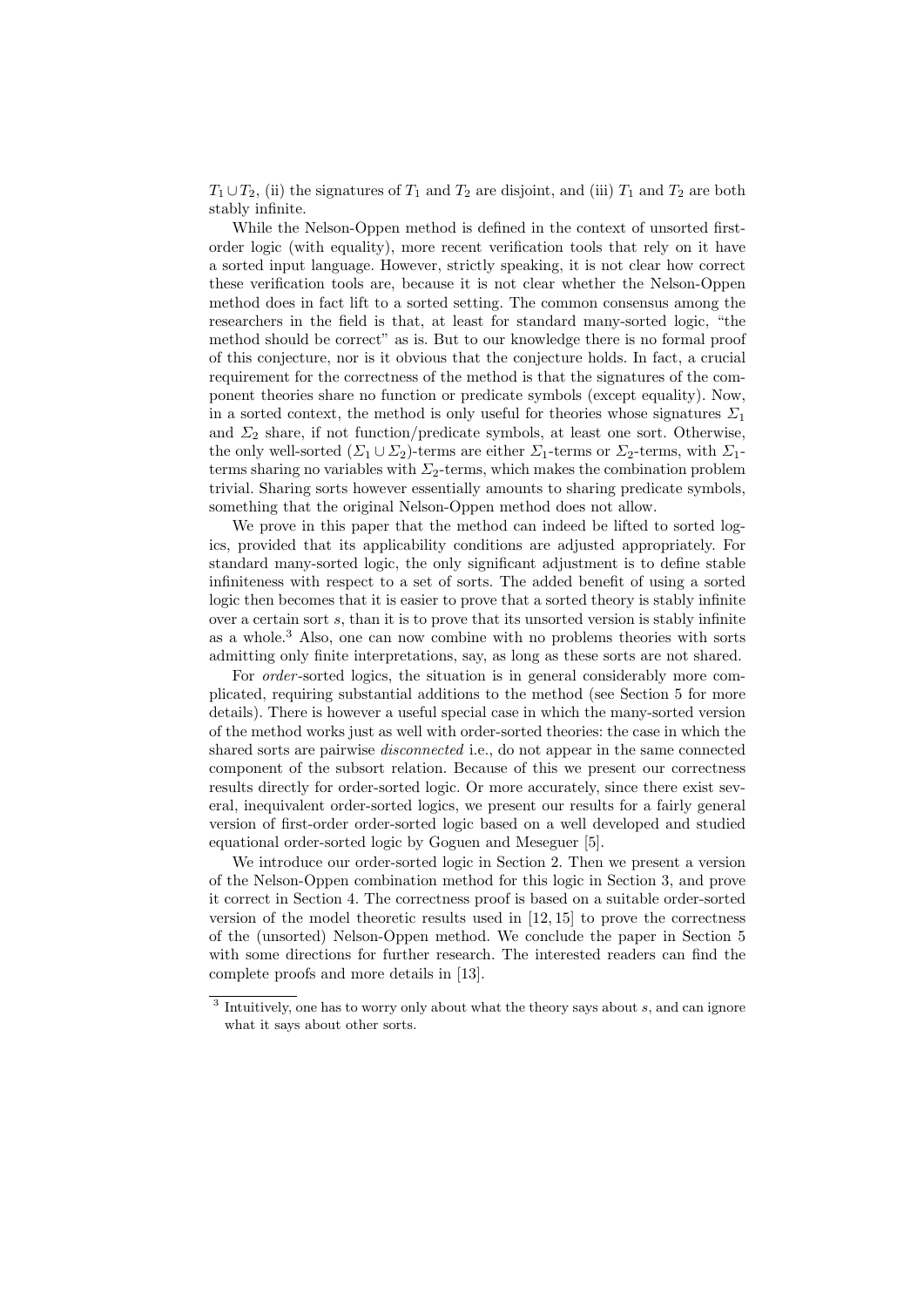$T_1 \cup T_2$, (ii) the signatures of $T_1$ and $T_2$ are disjoint, and (iii) $T_1$ and $T_2$ are both stably infinite.

While the Nelson-Oppen method is defined in the context of unsorted first-order logic (with equality), more recent verification tools that rely on it have a sorted input language. However, strictly speaking, it is not clear how correct these verification tools are, because it is not clear whether the Nelson-Oppen method does in fact lift to a sorted setting. The common consensus among the researchers in the field is that, at least for standard many-sorted logic, "the method should be correct" as is. But to our knowledge there is no formal proof of this conjecture, nor is it obvious that the conjecture holds. In fact, a crucial requirement for the correctness of the method is that the signatures of the component theories share no function or predicate symbols (except equality). Now, in a sorted context, the method is only useful for theories whose signatures $\Sigma_1$ and $\Sigma_2$ share, if not function/predicate symbols, at least one sort. Otherwise, the only well-sorted $(\Sigma_1 \cup \Sigma_2)$-terms are either $\Sigma_1$-terms or $\Sigma_2$-terms, with $\Sigma_1$-terms sharing no variables with $\Sigma_2$-terms, which makes the combination problem trivial. Sharing sorts however essentially amounts to sharing predicate symbols, something that the original Nelson-Oppen method does not allow.

We prove in this paper that the method can indeed be lifted to sorted logics, provided that its applicability conditions are adjusted appropriately. For standard many-sorted logic, the only significant adjustment is to define stable infiniteness with respect to a set of sorts. The added benefit of using a sorted logic then becomes that it is easier to prove that a sorted theory is stably infinite over a certain sort $s$, than it is to prove that its unsorted version is stably infinite as a whole.[3] Also, one can now combine with no problems theories with sorts admitting only finite interpretations, say, as long as these sorts are not shared.

For *order*-sorted logics, the situation is in general considerably more complicated, requiring substantial additions to the method (see Section 5 for more details). There is however a useful special case in which the many-sorted version of the method works just as well with order-sorted theories: the case in which the shared sorts are pairwise *disconnected* i.e., do not appear in the same connected component of the subsort relation. Because of this we present our correctness results directly for order-sorted logic. Or more accurately, since there exist several, inequivalent order-sorted logics, we present our results for a fairly general version of first-order order-sorted logic based on a well developed and studied equational order-sorted logic by Goguen and Meseguer [5].

We introduce our order-sorted logic in Section 2. Then we present a version of the Nelson-Oppen combination method for this logic in Section 3, and prove it correct in Section 4. The correctness proof is based on a suitable order-sorted version of the model theoretic results used in [12, 15] to prove the correctness of the (unsorted) Nelson-Oppen method. We conclude the paper in Section 5 with some directions for further research. The interested readers can find the complete proofs and more details in [13].

[3] Intuitively, one has to worry only about what the theory says about $s$, and can ignore what it says about other sorts.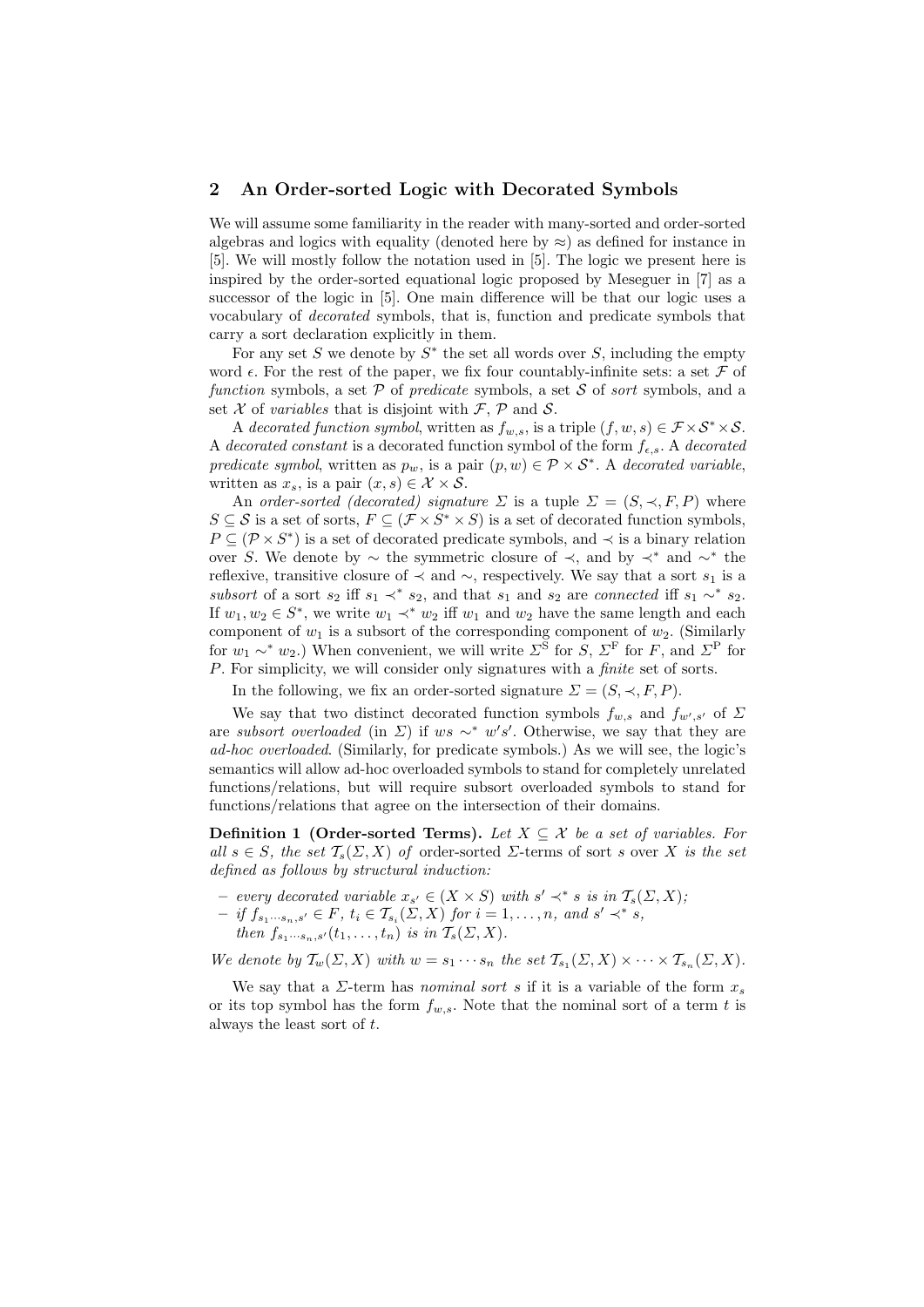## 2 An Order-sorted Logic with Decorated Symbols

We will assume some familiarity in the reader with many-sorted and order-sorted algebras and logics with equality (denoted here by $\approx$) as defined for instance in [5]. We will mostly follow the notation used in [5]. The logic we present here is inspired by the order-sorted equational logic proposed by Meseguer in [7] as a successor of the logic in [5]. One main difference will be that our logic uses a vocabulary of *decorated* symbols, that is, function and predicate symbols that carry a sort declaration explicitly in them.

For any set $S$ we denote by $S^*$ the set all words over $S$, including the empty word $\epsilon$. For the rest of the paper, we fix four countably-infinite sets: a set $\mathcal{F}$ of *function* symbols, a set $\mathcal{P}$ of *predicate* symbols, a set $\mathcal{S}$ of *sort* symbols, and a set $\mathcal{X}$ of *variables* that is disjoint with $\mathcal{F}$, $\mathcal{P}$ and $\mathcal{S}$.

A *decorated function symbol*, written as $f_{w,s}$, is a triple $(f, w, s) \in \mathcal{F} \times \mathcal{S}^* \times \mathcal{S}$. A *decorated constant* is a decorated function symbol of the form $f_{\epsilon,s}$. A *decorated predicate symbol*, written as $p_w$, is a pair $(p, w) \in \mathcal{P} \times \mathcal{S}^*$. A *decorated variable*, written as $x_s$, is a pair $(x, s) \in \mathcal{X} \times \mathcal{S}$.

An *order-sorted (decorated) signature* $\Sigma$ is a tuple $\Sigma = (S, \prec, F, P)$ where $S \subseteq \mathcal{S}$ is a set of sorts, $F \subseteq (\mathcal{F} \times S^* \times S)$ is a set of decorated function symbols, $P \subseteq (\mathcal{P} \times S^*)$ is a set of decorated predicate symbols, and $\prec$ is a binary relation over $S$. We denote by $\sim$ the symmetric closure of $\prec$, and by $\prec^*$ and $\sim^*$ the reflexive, transitive closure of $\prec$ and $\sim$, respectively. We say that a sort $s_1$ is a *subsort* of a sort $s_2$ iff $s_1 \prec^* s_2$, and that $s_1$ and $s_2$ are *connected* iff $s_1 \sim^* s_2$. If $w_1, w_2 \in S^*$, we write $w_1 \prec^* w_2$ iff $w_1$ and $w_2$ have the same length and each component of $w_1$ is a subsort of the corresponding component of $w_2$. (Similarly for $w_1 \sim^* w_2$.) When convenient, we will write $\Sigma^{\mathrm{S}}$ for $S$, $\Sigma^{\mathrm{F}}$ for $F$, and $\Sigma^{\mathrm{P}}$ for $P$. For simplicity, we will consider only signatures with a *finite* set of sorts.

In the following, we fix an order-sorted signature $\Sigma = (S, \prec, F, P)$.

We say that two distinct decorated function symbols $f_{w,s}$ and $f_{w',s'}$ of $\Sigma$ are *subsort overloaded* (in $\Sigma$) if $ws \sim^* w's'$. Otherwise, we say that they are *ad-hoc overloaded*. (Similarly, for predicate symbols.) As we will see, the logic's semantics will allow ad-hoc overloaded symbols to stand for completely unrelated functions/relations, but will require subsort overloaded symbols to stand for functions/relations that agree on the intersection of their domains.

**Definition 1 (Order-sorted Terms).** *Let $X \subseteq \mathcal{X}$ be a set of variables. For all $s \in S$, the set $\mathcal{T}_s(\Sigma, X)$ of* order-sorted $\Sigma$-terms of sort $s$ over $X$ *is the set defined as follows by structural induction:*

- *every decorated variable $x_{s'} \in (X \times S)$ with $s' \prec^* s$ is in $\mathcal{T}_s(\Sigma, X)$;*
- *if $f_{s_1 \cdots s_n, s'} \in F$, $t_i \in \mathcal{T}_{s_i}(\Sigma, X)$ for $i = 1, \ldots, n$, and $s' \prec^* s$, then $f_{s_1 \cdots s_n, s'}(t_1, \ldots, t_n)$ is in $\mathcal{T}_s(\Sigma, X)$.*

*We denote by $\mathcal{T}_w(\Sigma, X)$ with $w = s_1 \cdots s_n$ the set $\mathcal{T}_{s_1}(\Sigma, X) \times \cdots \times \mathcal{T}_{s_n}(\Sigma, X)$.*

We say that a $\Sigma$-term has *nominal sort* $s$ if it is a variable of the form $x_s$ or its top symbol has the form $f_{w,s}$. Note that the nominal sort of a term $t$ is always the least sort of $t$.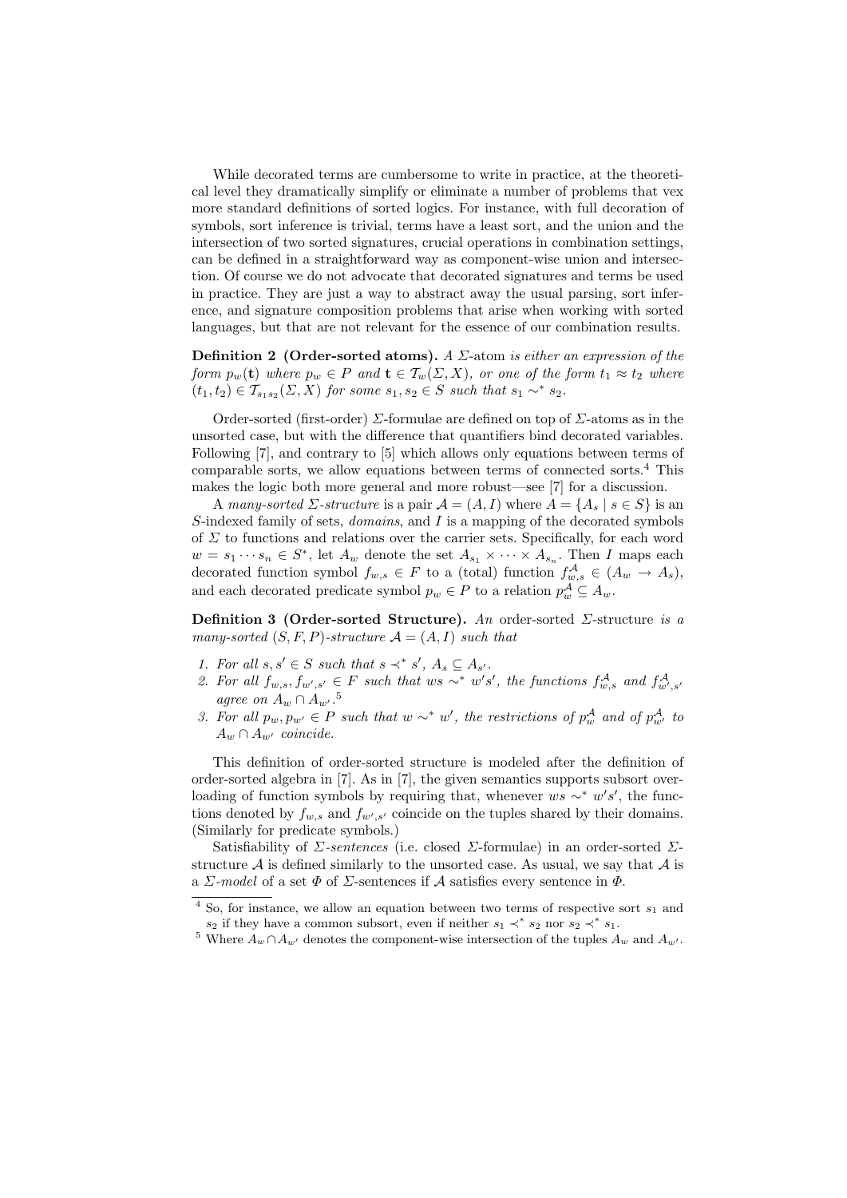While decorated terms are cumbersome to write in practice, at the theoretical level they dramatically simplify or eliminate a number of problems that vex more standard definitions of sorted logics. For instance, with full decoration of symbols, sort inference is trivial, terms have a least sort, and the union and the intersection of two sorted signatures, crucial operations in combination settings, can be defined in a straightforward way as component-wise union and intersection. Of course we do not advocate that decorated signatures and terms be used in practice. They are just a way to abstract away the usual parsing, sort inference, and signature composition problems that arise when working with sorted languages, but that are not relevant for the essence of our combination results.

**Definition 2 (Order-sorted atoms).** *A $\Sigma$-*atom *is either an expression of the form $p_w(\mathbf{t})$ where $p_w \in P$ and $\mathbf{t} \in \mathcal{T}_w(\Sigma, X)$, or one of the form $t_1 \approx t_2$ where $(t_1, t_2) \in \mathcal{T}_{s_1 s_2}(\Sigma, X)$ for some $s_1, s_2 \in S$ such that $s_1 \sim^* s_2$.*

Order-sorted (first-order) $\Sigma$-formulae are defined on top of $\Sigma$-atoms as in the unsorted case, but with the difference that quantifiers bind decorated variables. Following [7], and contrary to [5] which allows only equations between terms of comparable sorts, we allow equations between terms of connected sorts.[4] This makes the logic both more general and more robust—see [7] for a discussion.

A *many-sorted $\Sigma$-structure* is a pair $\mathcal{A} = (A, I)$ where $A = \{A_s \mid s \in S\}$ is an $S$-indexed family of sets, *domains*, and $I$ is a mapping of the decorated symbols of $\Sigma$ to functions and relations over the carrier sets. Specifically, for each word $w = s_1 \cdots s_n \in S^*$, let $A_w$ denote the set $A_{s_1} \times \cdots \times A_{s_n}$. Then $I$ maps each decorated function symbol $f_{w,s} \in F$ to a (total) function $f^{\mathcal{A}}_{w,s} \in (A_w \to A_s)$, and each decorated predicate symbol $p_w \in P$ to a relation $p^{\mathcal{A}}_w \subseteq A_w$.

**Definition 3 (Order-sorted Structure).** *An* order-sorted $\Sigma$-structure *is a many-sorted $(S, F, P)$-structure $\mathcal{A} = (A, I)$ such that*

1. *For all $s, s' \in S$ such that $s \prec^* s'$, $A_s \subseteq A_{s'}$.*
2. *For all $f_{w,s}, f_{w',s'} \in F$ such that $ws \sim^* w's'$, the functions $f^{\mathcal{A}}_{w,s}$ and $f^{\mathcal{A}}_{w',s'}$ agree on $A_w \cap A_{w'}$.*[5]
3. *For all $p_w, p_{w'} \in P$ such that $w \sim^* w'$, the restrictions of $p^{\mathcal{A}}_w$ and of $p^{\mathcal{A}}_{w'}$ to $A_w \cap A_{w'}$ coincide.*

This definition of order-sorted structure is modeled after the definition of order-sorted algebra in [7]. As in [7], the given semantics supports subsort overloading of function symbols by requiring that, whenever $ws \sim^* w's'$, the functions denoted by $f_{w,s}$ and $f_{w',s'}$ coincide on the tuples shared by their domains. (Similarly for predicate symbols.)

Satisfiability of *$\Sigma$-sentences* (i.e. closed $\Sigma$-formulae) in an order-sorted $\Sigma$-structure $\mathcal{A}$ is defined similarly to the unsorted case. As usual, we say that $\mathcal{A}$ is a *$\Sigma$-model* of a set $\Phi$ of $\Sigma$-sentences if $\mathcal{A}$ satisfies every sentence in $\Phi$.

---

[4] So, for instance, we allow an equation between two terms of respective sort $s_1$ and $s_2$ if they have a common subsort, even if neither $s_1 \prec^* s_2$ nor $s_2 \prec^* s_1$.

[5] Where $A_w \cap A_{w'}$ denotes the component-wise intersection of the tuples $A_w$ and $A_{w'}$.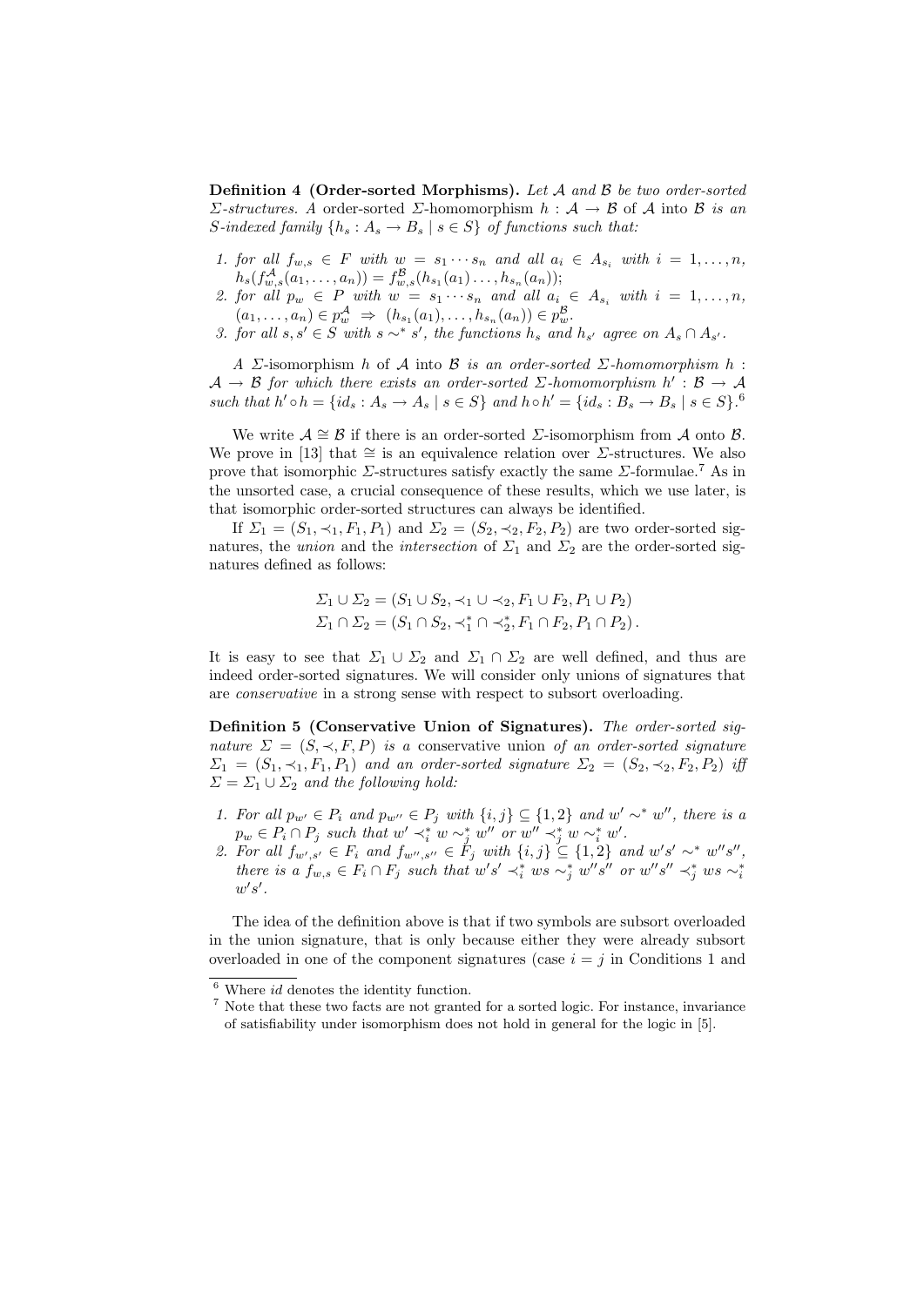**Definition 4 (Order-sorted Morphisms).** *Let $\mathcal{A}$ and $\mathcal{B}$ be two order-sorted $\Sigma$-structures. A* order-sorted $\Sigma$-homomorphism $h : \mathcal{A} \to \mathcal{B}$ of $\mathcal{A}$ into $\mathcal{B}$ *is an $S$-indexed family $\{h_s : A_s \to B_s \mid s \in S\}$ of functions such that:*

1. *for all $f_{w,s} \in F$ with $w = s_1 \cdots s_n$ and all $a_i \in A_{s_i}$ with $i = 1, \ldots, n$, $h_s(f^{\mathcal{A}}_{w,s}(a_1, \ldots, a_n)) = f^{\mathcal{B}}_{w,s}(h_{s_1}(a_1) \ldots, h_{s_n}(a_n))$;*
2. *for all $p_w \in P$ with $w = s_1 \cdots s_n$ and all $a_i \in A_{s_i}$ with $i = 1, \ldots, n$, $(a_1, \ldots, a_n) \in p^{\mathcal{A}}_w \;\Rightarrow\; (h_{s_1}(a_1), \ldots, h_{s_n}(a_n)) \in p^{\mathcal{B}}_w$.*
3. *for all $s, s' \in S$ with $s \sim^* s'$, the functions $h_s$ and $h_{s'}$ agree on $A_s \cap A_{s'}$.*

*A* $\Sigma$-isomorphism $h$ of $\mathcal{A}$ into $\mathcal{B}$ *is an order-sorted $\Sigma$-homomorphism $h : \mathcal{A} \to \mathcal{B}$ for which there exists an order-sorted $\Sigma$-homomorphism $h' : \mathcal{B} \to \mathcal{A}$ such that $h' \circ h = \{id_s : A_s \to A_s \mid s \in S\}$ and $h \circ h' = \{id_s : B_s \to B_s \mid s \in S\}$.*[6]

We write $\mathcal{A} \cong \mathcal{B}$ if there is an order-sorted $\Sigma$-isomorphism from $\mathcal{A}$ onto $\mathcal{B}$. We prove in [13] that $\cong$ is an equivalence relation over $\Sigma$-structures. We also prove that isomorphic $\Sigma$-structures satisfy exactly the same $\Sigma$-formulae.[7] As in the unsorted case, a crucial consequence of these results, which we use later, is that isomorphic order-sorted structures can always be identified.

If $\Sigma_1 = (S_1, \prec_1, F_1, P_1)$ and $\Sigma_2 = (S_2, \prec_2, F_2, P_2)$ are two order-sorted signatures, the *union* and the *intersection* of $\Sigma_1$ and $\Sigma_2$ are the order-sorted signatures defined as follows:

$$\Sigma_1 \cup \Sigma_2 = (S_1 \cup S_2, \prec_1 \cup \prec_2, F_1 \cup F_2, P_1 \cup P_2)$$
$$\Sigma_1 \cap \Sigma_2 = (S_1 \cap S_2, \prec_1^* \cap \prec_2^*, F_1 \cap F_2, P_1 \cap P_2)\,.$$

It is easy to see that $\Sigma_1 \cup \Sigma_2$ and $\Sigma_1 \cap \Sigma_2$ are well defined, and thus are indeed order-sorted signatures. We will consider only unions of signatures that are *conservative* in a strong sense with respect to subsort overloading.

**Definition 5 (Conservative Union of Signatures).** *The order-sorted signature $\Sigma = (S, \prec, F, P)$ is a* conservative union *of an order-sorted signature $\Sigma_1 = (S_1, \prec_1, F_1, P_1)$ and an order-sorted signature $\Sigma_2 = (S_2, \prec_2, F_2, P_2)$ iff $\Sigma = \Sigma_1 \cup \Sigma_2$ and the following hold:*

1. *For all $p_{w'} \in P_i$ and $p_{w''} \in P_j$ with $\{i, j\} \subseteq \{1, 2\}$ and $w' \sim^* w''$, there is a $p_w \in P_i \cap P_j$ such that $w' \prec_i^* w \sim_j^* w''$ or $w'' \prec_j^* w \sim_i^* w'$.*
2. *For all $f_{w',s'} \in F_i$ and $f_{w'',s''} \in F_j$ with $\{i, j\} \subseteq \{1, 2\}$ and $w's' \sim^* w''s''$, there is a $f_{w,s} \in F_i \cap F_j$ such that $w's' \prec_i^* ws \sim_j^* w''s''$ or $w''s'' \prec_j^* ws \sim_i^* w's'$.*

The idea of the definition above is that if two symbols are subsort overloaded in the union signature, that is only because either they were already subsort overloaded in one of the component signatures (case $i = j$ in Conditions 1 and

[6] Where $id$ denotes the identity function.

[7] Note that these two facts are not granted for a sorted logic. For instance, invariance of satisfiability under isomorphism does not hold in general for the logic in [5].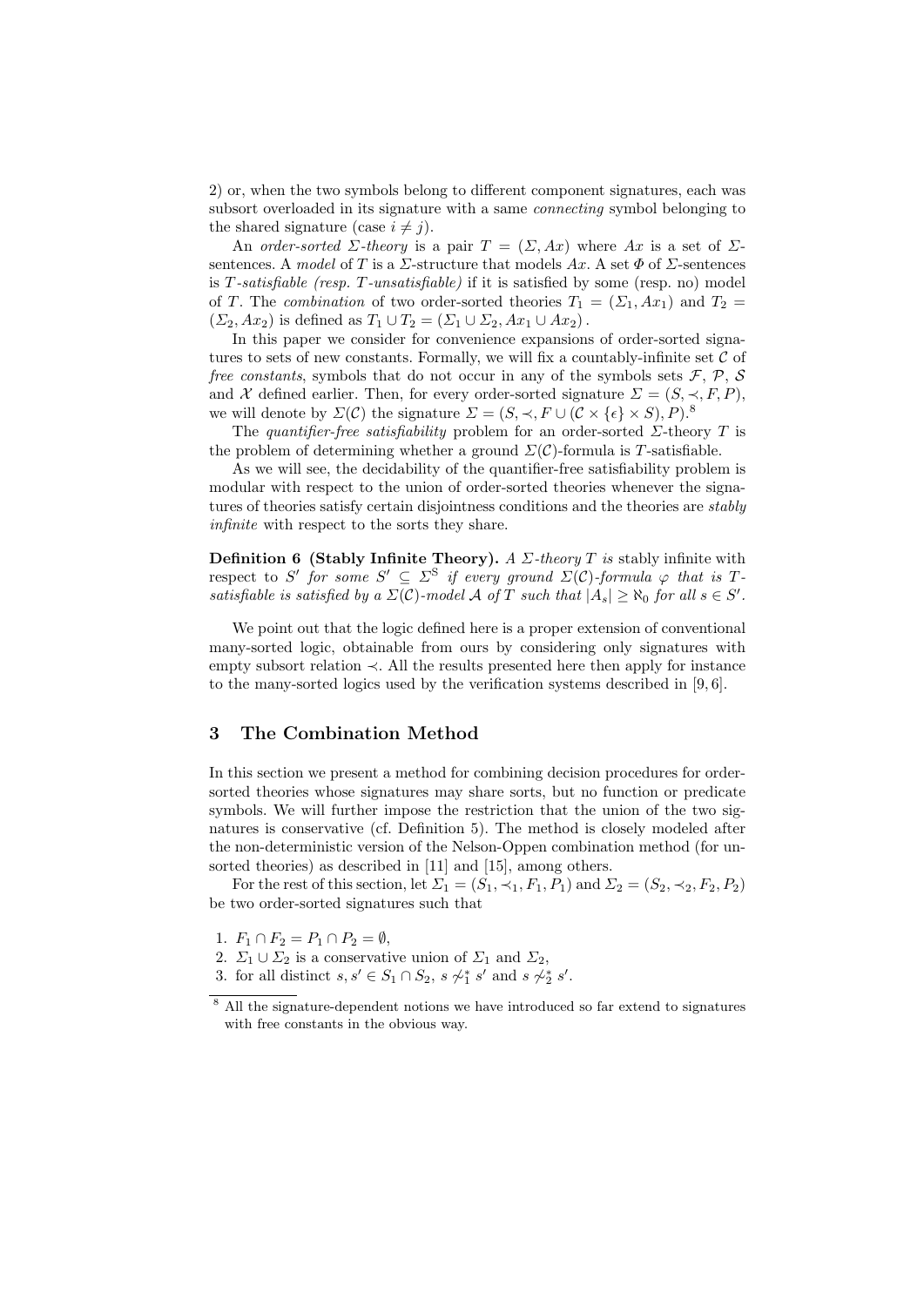2) or, when the two symbols belong to different component signatures, each was subsort overloaded in its signature with a same *connecting* symbol belonging to the shared signature (case $i \neq j$).

An *order-sorted $\Sigma$-theory* is a pair $T = (\Sigma, Ax)$ where $Ax$ is a set of $\Sigma$-sentences. A *model* of $T$ is a $\Sigma$-structure that models $Ax$. A set $\Phi$ of $\Sigma$-sentences is *$T$-satisfiable (resp. $T$-unsatisfiable)* if it is satisfied by some (resp. no) model of $T$. The *combination* of two order-sorted theories $T_1 = (\Sigma_1, Ax_1)$ and $T_2 = (\Sigma_2, Ax_2)$ is defined as $T_1 \cup T_2 = (\Sigma_1 \cup \Sigma_2, Ax_1 \cup Ax_2)$.

In this paper we consider for convenience expansions of order-sorted signatures to sets of new constants. Formally, we will fix a countably-infinite set $\mathcal{C}$ of *free constants*, symbols that do not occur in any of the symbols sets $\mathcal{F}$, $\mathcal{P}$, $\mathcal{S}$ and $\mathcal{X}$ defined earlier. Then, for every order-sorted signature $\Sigma = (S, \prec, F, P)$, we will denote by $\Sigma(\mathcal{C})$ the signature $\Sigma = (S, \prec, F \cup (\mathcal{C} \times \{\epsilon\} \times S), P)$.[8]

The *quantifier-free satisfiability* problem for an order-sorted $\Sigma$-theory $T$ is the problem of determining whether a ground $\Sigma(\mathcal{C})$-formula is $T$-satisfiable.

As we will see, the decidability of the quantifier-free satisfiability problem is modular with respect to the union of order-sorted theories whenever the signatures of theories satisfy certain disjointness conditions and the theories are *stably infinite* with respect to the sorts they share.

**Definition 6 (Stably Infinite Theory).** *A $\Sigma$-theory $T$ is* stably infinite with respect to $S'$ *for some $S' \subseteq \Sigma^{\mathrm{S}}$ if every ground $\Sigma(\mathcal{C})$-formula $\varphi$ that is $T$-satisfiable is satisfied by a $\Sigma(\mathcal{C})$-model $\mathcal{A}$ of $T$ such that $|A_s| \geq \aleph_0$ for all $s \in S'$.*

We point out that the logic defined here is a proper extension of conventional many-sorted logic, obtainable from ours by considering only signatures with empty subsort relation $\prec$. All the results presented here then apply for instance to the many-sorted logics used by the verification systems described in [9, 6].

## 3 The Combination Method

In this section we present a method for combining decision procedures for order-sorted theories whose signatures may share sorts, but no function or predicate symbols. We will further impose the restriction that the union of the two signatures is conservative (cf. Definition 5). The method is closely modeled after the non-deterministic version of the Nelson-Oppen combination method (for unsorted theories) as described in [11] and [15], among others.

For the rest of this section, let $\Sigma_1 = (S_1, \prec_1, F_1, P_1)$ and $\Sigma_2 = (S_2, \prec_2, F_2, P_2)$ be two order-sorted signatures such that

1. $F_1 \cap F_2 = P_1 \cap P_2 = \emptyset$,
2. $\Sigma_1 \cup \Sigma_2$ is a conservative union of $\Sigma_1$ and $\Sigma_2$,
3. for all distinct $s, s' \in S_1 \cap S_2$, $s \not\prec_1^* s'$ and $s \not\prec_2^* s'$.

[8] All the signature-dependent notions we have introduced so far extend to signatures with free constants in the obvious way.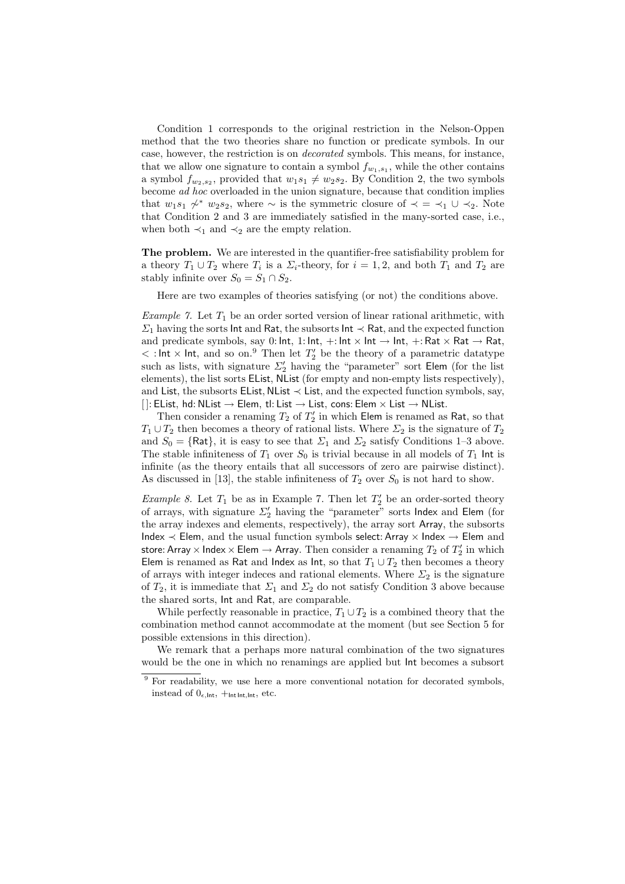Condition 1 corresponds to the original restriction in the Nelson-Oppen method that the two theories share no function or predicate symbols. In our case, however, the restriction is on *decorated* symbols. This means, for instance, that we allow one signature to contain a symbol $f_{w_1,s_1}$, while the other contains a symbol $f_{w_2,s_2}$, provided that $w_1 s_1 \neq w_2 s_2$. By Condition 2, the two symbols become *ad hoc* overloaded in the union signature, because that condition implies that $w_1 s_1 \not\sim^* w_2 s_2$, where $\sim$ is the symmetric closure of $\prec \; = \; \prec_1 \cup \prec_2$. Note that Condition 2 and 3 are immediately satisfied in the many-sorted case, i.e., when both $\prec_1$ and $\prec_2$ are the empty relation.

**The problem.** We are interested in the quantifier-free satisfiability problem for a theory $T_1 \cup T_2$ where $T_i$ is a $\Sigma_i$-theory, for $i = 1, 2$, and both $T_1$ and $T_2$ are stably infinite over $S_0 = S_1 \cap S_2$.

Here are two examples of theories satisfying (or not) the conditions above.

*Example 7.* Let $T_1$ be an order sorted version of linear rational arithmetic, with $\Sigma_1$ having the sorts $\mathsf{Int}$ and $\mathsf{Rat}$, the subsorts $\mathsf{Int} \prec \mathsf{Rat}$, and the expected function and predicate symbols, say $0\colon \mathsf{Int}$, $1\colon \mathsf{Int}$, $+\colon \mathsf{Int} \times \mathsf{Int} \to \mathsf{Int}$, $+\colon \mathsf{Rat} \times \mathsf{Rat} \to \mathsf{Rat}$, $<\colon \mathsf{Int} \times \mathsf{Int}$, and so on.[9] Then let $T_2'$ be the theory of a parametric datatype such as lists, with signature $\Sigma_2'$ having the "parameter" sort $\mathsf{Elem}$ (for the list elements), the list sorts $\mathsf{EList}$, $\mathsf{NList}$ (for empty and non-empty lists respectively), and $\mathsf{List}$, the subsorts $\mathsf{EList}, \mathsf{NList} \prec \mathsf{List}$, and the expected function symbols, say, $[\,]\colon \mathsf{EList}$, $\mathsf{hd}\colon \mathsf{NList} \to \mathsf{Elem}$, $\mathsf{tl}\colon \mathsf{List} \to \mathsf{List}$, $\mathsf{cons}\colon \mathsf{Elem} \times \mathsf{List} \to \mathsf{NList}$.

Then consider a renaming $T_2$ of $T_2'$ in which $\mathsf{Elem}$ is renamed as $\mathsf{Rat}$, so that $T_1 \cup T_2$ then becomes a theory of rational lists. Where $\Sigma_2$ is the signature of $T_2$ and $S_0 = \{\mathsf{Rat}\}$, it is easy to see that $\Sigma_1$ and $\Sigma_2$ satisfy Conditions 1–3 above. The stable infiniteness of $T_1$ over $S_0$ is trivial because in all models of $T_1$ $\mathsf{Int}$ is infinite (as the theory entails that all successors of zero are pairwise distinct). As discussed in [13], the stable infiniteness of $T_2$ over $S_0$ is not hard to show.

*Example 8.* Let $T_1$ be as in Example 7. Then let $T_2'$ be an order-sorted theory of arrays, with signature $\Sigma_2'$ having the "parameter" sorts $\mathsf{Index}$ and $\mathsf{Elem}$ (for the array indexes and elements, respectively), the array sort $\mathsf{Array}$, the subsorts $\mathsf{Index} \prec \mathsf{Elem}$, and the usual function symbols $\mathsf{select}\colon \mathsf{Array} \times \mathsf{Index} \to \mathsf{Elem}$ and $\mathsf{store}\colon \mathsf{Array} \times \mathsf{Index} \times \mathsf{Elem} \to \mathsf{Array}$. Then consider a renaming $T_2$ of $T_2'$ in which $\mathsf{Elem}$ is renamed as $\mathsf{Rat}$ and $\mathsf{Index}$ as $\mathsf{Int}$, so that $T_1 \cup T_2$ then becomes a theory of arrays with integer indeces and rational elements. Where $\Sigma_2$ is the signature of $T_2$, it is immediate that $\Sigma_1$ and $\Sigma_2$ do not satisfy Condition 3 above because the shared sorts, $\mathsf{Int}$ and $\mathsf{Rat}$, are comparable.

While perfectly reasonable in practice, $T_1 \cup T_2$ is a combined theory that the combination method cannot accommodate at the moment (but see Section 5 for possible extensions in this direction).

We remark that a perhaps more natural combination of the two signatures would be the one in which no renamings are applied but $\mathsf{Int}$ becomes a subsort

[9] For readability, we use here a more conventional notation for decorated symbols, instead of $0_{\epsilon,\mathsf{Int}}$, $+_{\mathsf{Int}\,\mathsf{Int},\mathsf{Int}}$, etc.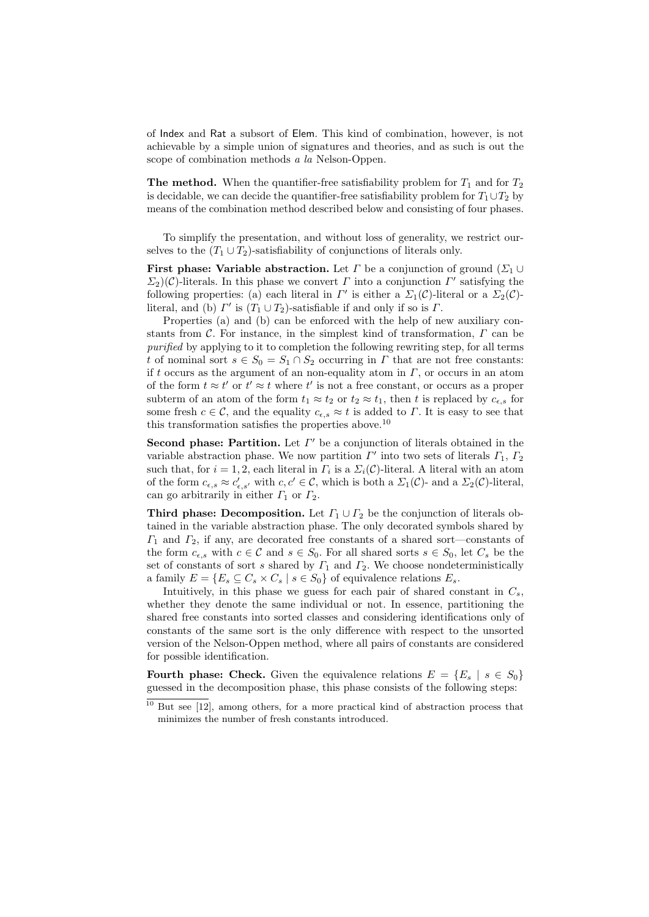of Index and Rat a subsort of Elem. This kind of combination, however, is not achievable by a simple union of signatures and theories, and as such is out the scope of combination methods *a la* Nelson-Oppen.

**The method.** When the quantifier-free satisfiability problem for $T_1$ and for $T_2$ is decidable, we can decide the quantifier-free satisfiability problem for $T_1 \cup T_2$ by means of the combination method described below and consisting of four phases.

To simplify the presentation, and without loss of generality, we restrict ourselves to the $(T_1 \cup T_2)$-satisfiability of conjunctions of literals only.

**First phase: Variable abstraction.** Let $\Gamma$ be a conjunction of ground $(\Sigma_1 \cup \Sigma_2)(\mathcal{C})$-literals. In this phase we convert $\Gamma$ into a conjunction $\Gamma'$ satisfying the following properties: (a) each literal in $\Gamma'$ is either a $\Sigma_1(\mathcal{C})$-literal or a $\Sigma_2(\mathcal{C})$-literal, and (b) $\Gamma'$ is $(T_1 \cup T_2)$-satisfiable if and only if so is $\Gamma$.

Properties (a) and (b) can be enforced with the help of new auxiliary constants from $\mathcal{C}$. For instance, in the simplest kind of transformation, $\Gamma$ can be *purified* by applying to it to completion the following rewriting step, for all terms $t$ of nominal sort $s \in S_0 = S_1 \cap S_2$ occurring in $\Gamma$ that are not free constants: if $t$ occurs as the argument of an non-equality atom in $\Gamma$, or occurs in an atom of the form $t \approx t'$ or $t' \approx t$ where $t'$ is not a free constant, or occurs as a proper subterm of an atom of the form $t_1 \approx t_2$ or $t_2 \approx t_1$, then $t$ is replaced by $c_{\epsilon,s}$ for some fresh $c \in \mathcal{C}$, and the equality $c_{\epsilon,s} \approx t$ is added to $\Gamma$. It is easy to see that this transformation satisfies the properties above.[10]

**Second phase: Partition.** Let $\Gamma'$ be a conjunction of literals obtained in the variable abstraction phase. We now partition $\Gamma'$ into two sets of literals $\Gamma_1$, $\Gamma_2$ such that, for $i = 1, 2$, each literal in $\Gamma_i$ is a $\Sigma_i(\mathcal{C})$-literal. A literal with an atom of the form $c_{\epsilon,s} \approx c'_{\epsilon,s'}$ with $c, c' \in \mathcal{C}$, which is both a $\Sigma_1(\mathcal{C})$- and a $\Sigma_2(\mathcal{C})$-literal, can go arbitrarily in either $\Gamma_1$ or $\Gamma_2$.

**Third phase: Decomposition.** Let $\Gamma_1 \cup \Gamma_2$ be the conjunction of literals obtained in the variable abstraction phase. The only decorated symbols shared by $\Gamma_1$ and $\Gamma_2$, if any, are decorated free constants of a shared sort—constants of the form $c_{\epsilon,s}$ with $c \in \mathcal{C}$ and $s \in S_0$. For all shared sorts $s \in S_0$, let $C_s$ be the set of constants of sort $s$ shared by $\Gamma_1$ and $\Gamma_2$. We choose nondeterministically a family $E = \{E_s \subseteq C_s \times C_s \mid s \in S_0\}$ of equivalence relations $E_s$.

Intuitively, in this phase we guess for each pair of shared constant in $C_s$, whether they denote the same individual or not. In essence, partitioning the shared free constants into sorted classes and considering identifications only of constants of the same sort is the only difference with respect to the unsorted version of the Nelson-Oppen method, where all pairs of constants are considered for possible identification.

**Fourth phase: Check.** Given the equivalence relations $E = \{E_s \mid s \in S_0\}$ guessed in the decomposition phase, this phase consists of the following steps:

[10] But see [12], among others, for a more practical kind of abstraction process that minimizes the number of fresh constants introduced.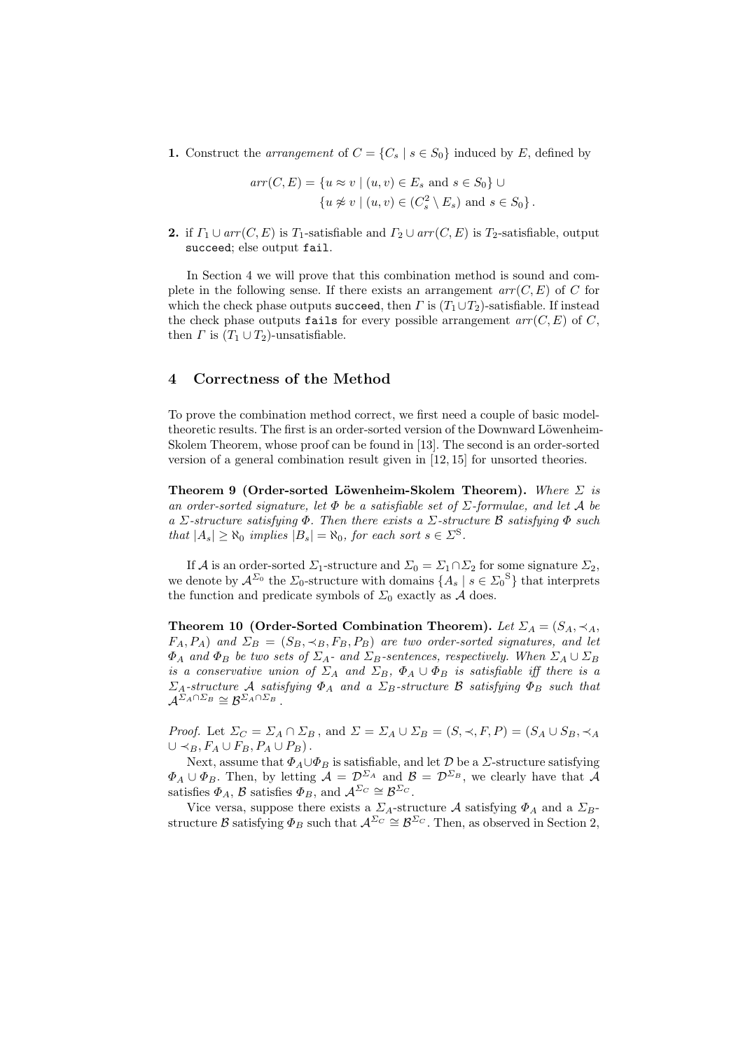**1.** Construct the *arrangement* of $C = \{C_s \mid s \in S_0\}$ induced by $E$, defined by

$$arr(C, E) = \{u \approx v \mid (u, v) \in E_s \text{ and } s \in S_0\} \cup$$
$$\{u \not\approx v \mid (u, v) \in (C_s^2 \setminus E_s) \text{ and } s \in S_0\}.$$

**2.** if $\Gamma_1 \cup arr(C, E)$ is $T_1$-satisfiable and $\Gamma_2 \cup arr(C, E)$ is $T_2$-satisfiable, output `succeed`; else output `fail`.

In Section 4 we will prove that this combination method is sound and complete in the following sense. If there exists an arrangement $arr(C, E)$ of $C$ for which the check phase outputs `succeed`, then $\Gamma$ is $(T_1 \cup T_2)$-satisfiable. If instead the check phase outputs `fails` for every possible arrangement $arr(C, E)$ of $C$, then $\Gamma$ is $(T_1 \cup T_2)$-unsatisfiable.

## 4 Correctness of the Method

To prove the combination method correct, we first need a couple of basic model-theoretic results. The first is an order-sorted version of the Downward Löwenheim-Skolem Theorem, whose proof can be found in [13]. The second is an order-sorted version of a general combination result given in [12, 15] for unsorted theories.

**Theorem 9 (Order-sorted Löwenheim-Skolem Theorem).** *Where $\Sigma$ is an order-sorted signature, let $\Phi$ be a satisfiable set of $\Sigma$-formulae, and let $\mathcal{A}$ be a $\Sigma$-structure satisfying $\Phi$. Then there exists a $\Sigma$-structure $\mathcal{B}$ satisfying $\Phi$ such that $|A_s| \geq \aleph_0$ implies $|B_s| = \aleph_0$, for each sort $s \in \Sigma^{\mathrm{S}}$.*

If $\mathcal{A}$ is an order-sorted $\Sigma_1$-structure and $\Sigma_0 = \Sigma_1 \cap \Sigma_2$ for some signature $\Sigma_2$, we denote by $\mathcal{A}^{\Sigma_0}$ the $\Sigma_0$-structure with domains $\{A_s \mid s \in {\Sigma_0}^{\mathrm{S}}\}$ that interprets the function and predicate symbols of $\Sigma_0$ exactly as $\mathcal{A}$ does.

**Theorem 10 (Order-Sorted Combination Theorem).** *Let $\Sigma_A = (S_A, \prec_A, F_A, P_A)$ and $\Sigma_B = (S_B, \prec_B, F_B, P_B)$ are two order-sorted signatures, and let $\Phi_A$ and $\Phi_B$ be two sets of $\Sigma_A$- and $\Sigma_B$-sentences, respectively. When $\Sigma_A \cup \Sigma_B$ is a conservative union of $\Sigma_A$ and $\Sigma_B$, $\Phi_A \cup \Phi_B$ is satisfiable iff there is a $\Sigma_A$-structure $\mathcal{A}$ satisfying $\Phi_A$ and a $\Sigma_B$-structure $\mathcal{B}$ satisfying $\Phi_B$ such that $\mathcal{A}^{\Sigma_A \cap \Sigma_B} \cong \mathcal{B}^{\Sigma_A \cap \Sigma_B}$.*

*Proof.* Let $\Sigma_C = \Sigma_A \cap \Sigma_B$, and $\Sigma = \Sigma_A \cup \Sigma_B = (S, \prec, F, P) = (S_A \cup S_B, \prec_A \cup \prec_B, F_A \cup F_B, P_A \cup P_B)$.

Next, assume that $\Phi_A \cup \Phi_B$ is satisfiable, and let $\mathcal{D}$ be a $\Sigma$-structure satisfying $\Phi_A \cup \Phi_B$. Then, by letting $\mathcal{A} = \mathcal{D}^{\Sigma_A}$ and $\mathcal{B} = \mathcal{D}^{\Sigma_B}$, we clearly have that $\mathcal{A}$ satisfies $\Phi_A$, $\mathcal{B}$ satisfies $\Phi_B$, and $\mathcal{A}^{\Sigma_C} \cong \mathcal{B}^{\Sigma_C}$.

Vice versa, suppose there exists a $\Sigma_A$-structure $\mathcal{A}$ satisfying $\Phi_A$ and a $\Sigma_B$-structure $\mathcal{B}$ satisfying $\Phi_B$ such that $\mathcal{A}^{\Sigma_C} \cong \mathcal{B}^{\Sigma_C}$. Then, as observed in Section 2,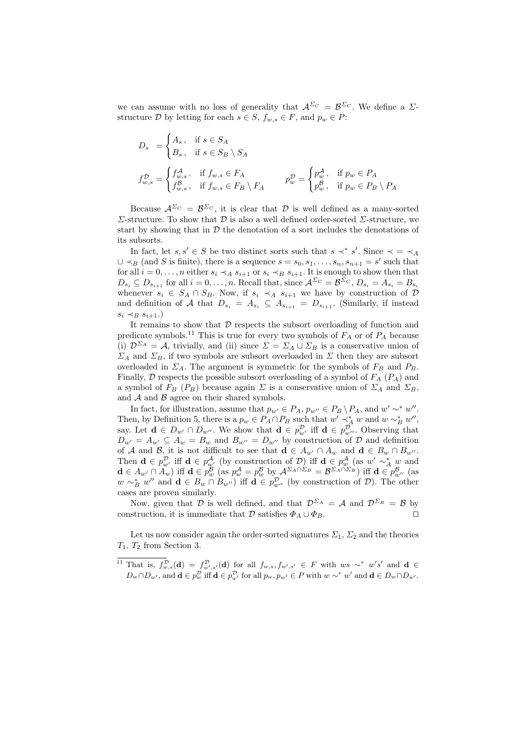we can assume with no loss of generality that $\mathcal{A}^{\Sigma_C} = \mathcal{B}^{\Sigma_C}$. We define a $\Sigma$-structure $\mathcal{D}$ by letting for each $s \in S$, $f_{w,s} \in F$, and $p_w \in P$:

$$D_s = \begin{cases} A_s\,, & \text{if } s \in S_A \\ B_s\,, & \text{if } s \in S_B \setminus S_A \end{cases}$$

$$f^{\mathcal{D}}_{w,s} = \begin{cases} f^{\mathcal{A}}_{w,s}\,, & \text{if } f_{w,s} \in F_A \\ f^{\mathcal{B}}_{w,s}\,, & \text{if } f_{w,s} \in F_B \setminus F_A \end{cases} \qquad p^{\mathcal{D}}_w = \begin{cases} p^{\mathcal{A}}_w\,, & \text{if } p_w \in P_A \\ p^{\mathcal{B}}_w\,, & \text{if } p_w \in P_B \setminus P_A \end{cases}$$

Because $\mathcal{A}^{\Sigma_C} = \mathcal{B}^{\Sigma_C}$, it is clear that $\mathcal{D}$ is well defined as a many-sorted $\Sigma$-structure. To show that $\mathcal{D}$ is also a well defined order-sorted $\Sigma$-structure, we start by showing that in $\mathcal{D}$ the denotation of a sort includes the denotations of its subsorts.

In fact, let $s, s' \in S$ be two distinct sorts such that $s \prec^* s'$. Since $\prec \,=\, \prec_A \cup \prec_B$ (and $S$ is finite), there is a sequence $s = s_0, s_1, \ldots, s_n, s_{n+1} = s'$ such that for all $i = 0, \ldots, n$ either $s_i \prec_A s_{i+1}$ or $s_i \prec_B s_{i+1}$. It is enough to show then that $D_{s_i} \subseteq D_{s_{i+1}}$ for all $i = 0, \ldots, n$. Recall that, since $\mathcal{A}^{\Sigma_C} = \mathcal{B}^{\Sigma_C}$, $D_{s_i} = A_{s_i} = B_{s_i}$ whenever $s_i \in S_A \cap S_B$. Now, if $s_i \prec_A s_{i+1}$ we have by construction of $\mathcal{D}$ and definition of $\mathcal{A}$ that $D_{s_i} = A_{s_i} \subseteq A_{s_{i+1}} = D_{s_{i+1}}$. (Similarly, if instead $s_i \prec_B s_{i+1}$.)

It remains to show that $\mathcal{D}$ respects the subsort overloading of function and predicate symbols.[11] This is true for every two symbols of $F_A$ or of $P_A$ because (i) $\mathcal{D}^{\Sigma_A} = \mathcal{A}$, trivially, and (ii) since $\Sigma = \Sigma_A \cup \Sigma_B$ is a conservative union of $\Sigma_A$ and $\Sigma_B$, if two symbols are subsort overloaded in $\Sigma$ then they are subsort overloaded in $\Sigma_A$. The argument is symmetric for the symbols of $F_B$ and $P_B$. Finally, $\mathcal{D}$ respects the possible subsort overloading of a symbol of $F_A$ ($P_A$) and a symbol of $F_B$ ($P_B$) because again $\Sigma$ is a conservative union of $\Sigma_A$ and $\Sigma_B$, and $\mathcal{A}$ and $\mathcal{B}$ agree on their shared symbols.

In fact, for illustration, assume that $p_{w'} \in P_A$, $p_{w''} \in P_B \setminus P_A$, and $w' \sim^* w''$. Then, by Definition 5, there is a $p_w \in P_A \cap P_B$ such that $w' \prec^*_A w$ and $w \sim^*_B w''$, say. Let $\mathbf{d} \in D_{w'} \cap D_{w''}$. We show that $\mathbf{d} \in p^{\mathcal{D}}_{w'}$ iff $\mathbf{d} \in p^{\mathcal{D}}_{w''}$. Observing that $D_{w'} = A_{w'} \subseteq A_w = B_w$ and $B_{w''} = D_{w''}$ by construction of $\mathcal{D}$ and definition of $\mathcal{A}$ and $\mathcal{B}$, it is not difficult to see that $\mathbf{d} \in A_{w'} \cap A_w$ and $\mathbf{d} \in B_w \cap B_{w''}$. Then $\mathbf{d} \in p^{\mathcal{D}}_{w'}$ iff $\mathbf{d} \in p^{\mathcal{A}}_{w'}$ (by construction of $\mathcal{D}$) iff $\mathbf{d} \in p^{\mathcal{A}}_w$ (as $w' \sim^*_A w$ and $\mathbf{d} \in A_{w'} \cap A_w$) iff $\mathbf{d} \in p^{\mathcal{B}}_w$ (as $p^{\mathcal{A}}_w = p^{\mathcal{B}}_w$ by $\mathcal{A}^{\Sigma_A \cap \Sigma_B} = \mathcal{B}^{\Sigma_A \cap \Sigma_B}$) iff $\mathbf{d} \in p^{\mathcal{B}}_{w''}$ (as $w \sim^*_B w''$ and $\mathbf{d} \in B_w \cap B_{w''}$) iff $\mathbf{d} \in p^{\mathcal{D}}_{w''}$ (by construction of $\mathcal{D}$). The other cases are proven similarly.

Now, given that $\mathcal{D}$ is well defined, and that $\mathcal{D}^{\Sigma_A} = \mathcal{A}$ and $\mathcal{D}^{\Sigma_B} = \mathcal{B}$ by construction, it is immediate that $\mathcal{D}$ satisfies $\Phi_A \cup \Phi_B$. ◻

Let us now consider again the order-sorted signatures $\Sigma_1$, $\Sigma_2$ and the theories $T_1$, $T_2$ from Section 3.

---

[11] That is, $f^{\mathcal{D}}_{w,s}(\mathbf{d}) = f^{\mathcal{D}}_{w',s'}(\mathbf{d})$ for all $f_{w,s}, f_{w',s'} \in F$ with $ws \sim^* w's'$ and $\mathbf{d} \in D_w \cap D_{w'}$, and $\mathbf{d} \in p^{\mathcal{D}}_w$ iff $\mathbf{d} \in p^{\mathcal{D}}_{w'}$ for all $p_w, p_{w'} \in P$ with $w \sim^* w'$ and $\mathbf{d} \in D_w \cap D_{w'}$.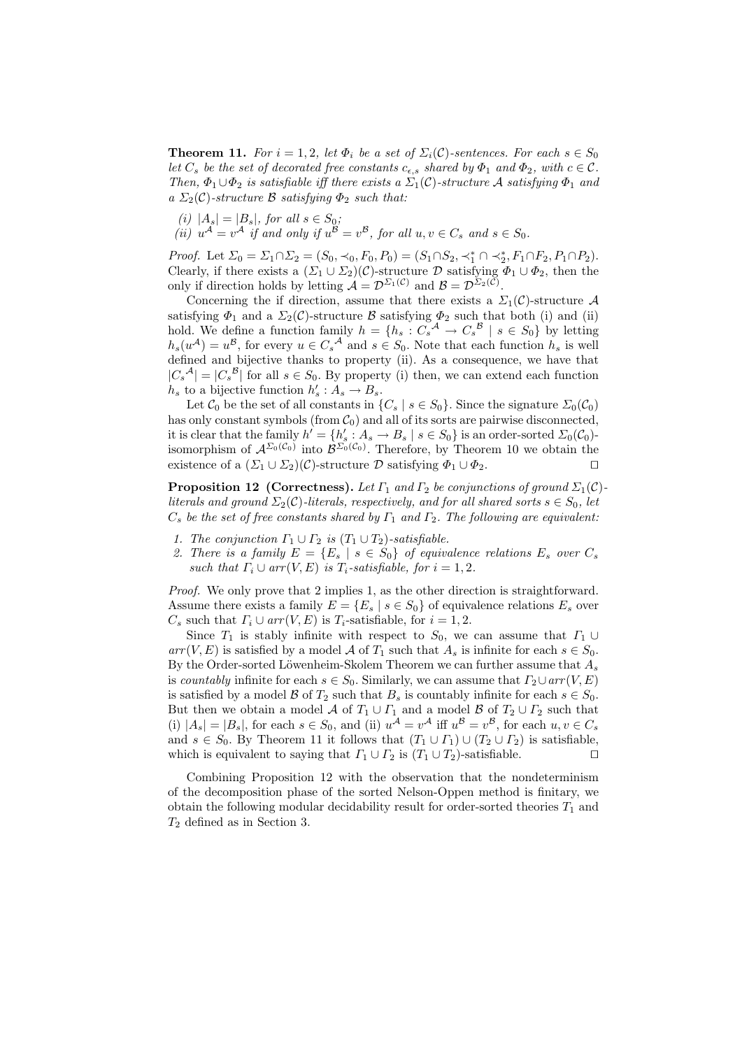**Theorem 11.** *For $i = 1, 2$, let $\Phi_i$ be a set of $\Sigma_i(\mathcal{C})$-sentences. For each $s \in S_0$ let $C_s$ be the set of decorated free constants $c_{\epsilon,s}$ shared by $\Phi_1$ and $\Phi_2$, with $c \in \mathcal{C}$. Then, $\Phi_1 \cup \Phi_2$ is satisfiable iff there exists a $\Sigma_1(\mathcal{C})$-structure $\mathcal{A}$ satisfying $\Phi_1$ and a $\Sigma_2(\mathcal{C})$-structure $\mathcal{B}$ satisfying $\Phi_2$ such that:*

*(i) $|A_s| = |B_s|$, for all $s \in S_0$;*
*(ii) $u^{\mathcal{A}} = v^{\mathcal{A}}$ if and only if $u^{\mathcal{B}} = v^{\mathcal{B}}$, for all $u, v \in C_s$ and $s \in S_0$.*

*Proof.* Let $\Sigma_0 = \Sigma_1 \cap \Sigma_2 = (S_0, \prec_0, F_0, P_0) = (S_1 \cap S_2, \prec_1^* \cap \prec_2^*, F_1 \cap F_2, P_1 \cap P_2)$. Clearly, if there exists a $(\Sigma_1 \cup \Sigma_2)(\mathcal{C})$-structure $\mathcal{D}$ satisfying $\Phi_1 \cup \Phi_2$, then the only if direction holds by letting $\mathcal{A} = \mathcal{D}^{\Sigma_1(\mathcal{C})}$ and $\mathcal{B} = \mathcal{D}^{\Sigma_2(\mathcal{C})}$.

Concerning the if direction, assume that there exists a $\Sigma_1(\mathcal{C})$-structure $\mathcal{A}$ satisfying $\Phi_1$ and a $\Sigma_2(\mathcal{C})$-structure $\mathcal{B}$ satisfying $\Phi_2$ such that both (i) and (ii) hold. We define a function family $h = \{h_s : C_s{}^{\mathcal{A}} \to C_s{}^{\mathcal{B}} \mid s \in S_0\}$ by letting $h_s(u^{\mathcal{A}}) = u^{\mathcal{B}}$, for every $u \in C_s{}^{\mathcal{A}}$ and $s \in S_0$. Note that each function $h_s$ is well defined and bijective thanks to property (ii). As a consequence, we have that $|C_s{}^{\mathcal{A}}| = |C_s{}^{\mathcal{B}}|$ for all $s \in S_0$. By property (i) then, we can extend each function $h_s$ to a bijective function $h'_s : A_s \to B_s$.

Let $\mathcal{C}_0$ be the set of all constants in $\{C_s \mid s \in S_0\}$. Since the signature $\Sigma_0(\mathcal{C}_0)$ has only constant symbols (from $\mathcal{C}_0$) and all of its sorts are pairwise disconnected, it is clear that the family $h' = \{h'_s : A_s \to B_s \mid s \in S_0\}$ is an order-sorted $\Sigma_0(\mathcal{C}_0)$-isomorphism of $\mathcal{A}^{\Sigma_0(\mathcal{C}_0)}$ into $\mathcal{B}^{\Sigma_0(\mathcal{C}_0)}$. Therefore, by Theorem 10 we obtain the existence of a $(\Sigma_1 \cup \Sigma_2)(\mathcal{C})$-structure $\mathcal{D}$ satisfying $\Phi_1 \cup \Phi_2$. ⊓⊔

**Proposition 12 (Correctness).** *Let $\Gamma_1$ and $\Gamma_2$ be conjunctions of ground $\Sigma_1(\mathcal{C})$-literals and ground $\Sigma_2(\mathcal{C})$-literals, respectively, and for all shared sorts $s \in S_0$, let $C_s$ be the set of free constants shared by $\Gamma_1$ and $\Gamma_2$. The following are equivalent:*

1. *The conjunction $\Gamma_1 \cup \Gamma_2$ is $(T_1 \cup T_2)$-satisfiable.*
2. *There is a family $E = \{E_s \mid s \in S_0\}$ of equivalence relations $E_s$ over $C_s$ such that $\Gamma_i \cup arr(V, E)$ is $T_i$-satisfiable, for $i = 1, 2$.*

*Proof.* We only prove that 2 implies 1, as the other direction is straightforward. Assume there exists a family $E = \{E_s \mid s \in S_0\}$ of equivalence relations $E_s$ over $C_s$ such that $\Gamma_i \cup arr(V, E)$ is $T_i$-satisfiable, for $i = 1, 2$.

Since $T_1$ is stably infinite with respect to $S_0$, we can assume that $\Gamma_1 \cup arr(V, E)$ is satisfied by a model $\mathcal{A}$ of $T_1$ such that $A_s$ is infinite for each $s \in S_0$. By the Order-sorted Löwenheim-Skolem Theorem we can further assume that $A_s$ is *countably* infinite for each $s \in S_0$. Similarly, we can assume that $\Gamma_2 \cup arr(V, E)$ is satisfied by a model $\mathcal{B}$ of $T_2$ such that $B_s$ is countably infinite for each $s \in S_0$. But then we obtain a model $\mathcal{A}$ of $T_1 \cup \Gamma_1$ and a model $\mathcal{B}$ of $T_2 \cup \Gamma_2$ such that (i) $|A_s| = |B_s|$, for each $s \in S_0$, and (ii) $u^{\mathcal{A}} = v^{\mathcal{A}}$ iff $u^{\mathcal{B}} = v^{\mathcal{B}}$, for each $u, v \in C_s$ and $s \in S_0$. By Theorem 11 it follows that $(T_1 \cup \Gamma_1) \cup (T_2 \cup \Gamma_2)$ is satisfiable, which is equivalent to saying that $\Gamma_1 \cup \Gamma_2$ is $(T_1 \cup T_2)$-satisfiable. ⊓⊔

Combining Proposition 12 with the observation that the nondeterminism of the decomposition phase of the sorted Nelson-Oppen method is finitary, we obtain the following modular decidability result for order-sorted theories $T_1$ and $T_2$ defined as in Section 3.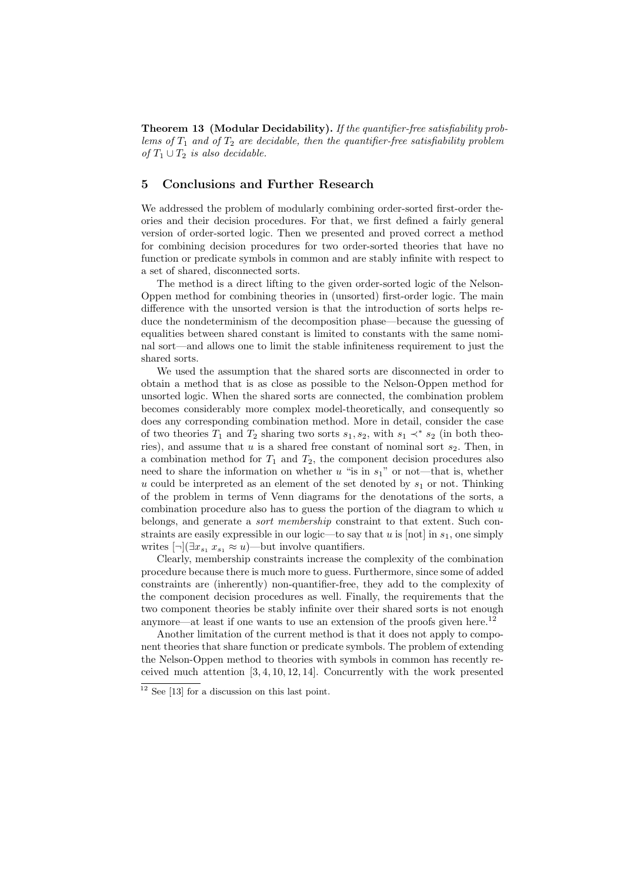**Theorem 13 (Modular Decidability).** *If the quantifier-free satisfiability problems of $T_1$ and of $T_2$ are decidable, then the quantifier-free satisfiability problem of $T_1 \cup T_2$ is also decidable.*

## 5 Conclusions and Further Research

We addressed the problem of modularly combining order-sorted first-order theories and their decision procedures. For that, we first defined a fairly general version of order-sorted logic. Then we presented and proved correct a method for combining decision procedures for two order-sorted theories that have no function or predicate symbols in common and are stably infinite with respect to a set of shared, disconnected sorts.

The method is a direct lifting to the given order-sorted logic of the Nelson-Oppen method for combining theories in (unsorted) first-order logic. The main difference with the unsorted version is that the introduction of sorts helps reduce the nondeterminism of the decomposition phase—because the guessing of equalities between shared constant is limited to constants with the same nominal sort—and allows one to limit the stable infiniteness requirement to just the shared sorts.

We used the assumption that the shared sorts are disconnected in order to obtain a method that is as close as possible to the Nelson-Oppen method for unsorted logic. When the shared sorts are connected, the combination problem becomes considerably more complex model-theoretically, and consequently so does any corresponding combination method. More in detail, consider the case of two theories $T_1$ and $T_2$ sharing two sorts $s_1, s_2$, with $s_1 \prec^* s_2$ (in both theories), and assume that $u$ is a shared free constant of nominal sort $s_2$. Then, in a combination method for $T_1$ and $T_2$, the component decision procedures also need to share the information on whether $u$ "is in $s_1$" or not—that is, whether $u$ could be interpreted as an element of the set denoted by $s_1$ or not. Thinking of the problem in terms of Venn diagrams for the denotations of the sorts, a combination procedure also has to guess the portion of the diagram to which $u$ belongs, and generate a *sort membership* constraint to that extent. Such constraints are easily expressible in our logic—to say that $u$ is [not] in $s_1$, one simply writes $[\neg](\exists x_{s_1}\, x_{s_1} \approx u)$—but involve quantifiers.

Clearly, membership constraints increase the complexity of the combination procedure because there is much more to guess. Furthermore, since some of added constraints are (inherently) non-quantifier-free, they add to the complexity of the component decision procedures as well. Finally, the requirements that the two component theories be stably infinite over their shared sorts is not enough anymore—at least if one wants to use an extension of the proofs given here.[12]

Another limitation of the current method is that it does not apply to component theories that share function or predicate symbols. The problem of extending the Nelson-Oppen method to theories with symbols in common has recently received much attention [3, 4, 10, 12, 14]. Concurrently with the work presented

[12] See [13] for a discussion on this last point.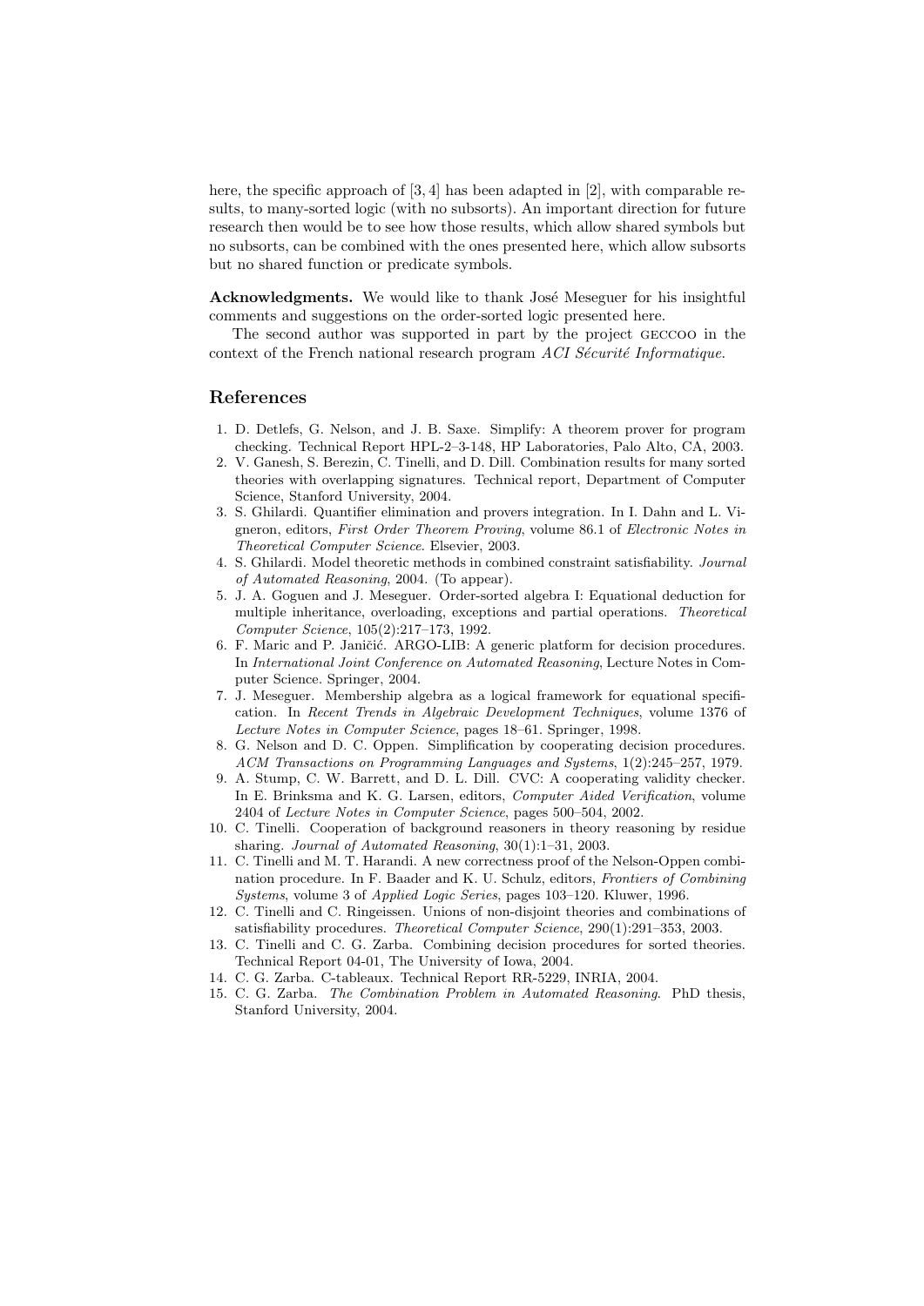here, the specific approach of [3, 4] has been adapted in [2], with comparable results, to many-sorted logic (with no subsorts). An important direction for future research then would be to see how those results, which allow shared symbols but no subsorts, can be combined with the ones presented here, which allow subsorts but no shared function or predicate symbols.

**Acknowledgments.** We would like to thank José Meseguer for his insightful comments and suggestions on the order-sorted logic presented here.

The second author was supported in part by the project GECCOO in the context of the French national research program *ACI Sécurité Informatique*.

## References

1. D. Detlefs, G. Nelson, and J. B. Saxe. Simplify: A theorem prover for program checking. Technical Report HPL-2–3-148, HP Laboratories, Palo Alto, CA, 2003.
2. V. Ganesh, S. Berezin, C. Tinelli, and D. Dill. Combination results for many sorted theories with overlapping signatures. Technical report, Department of Computer Science, Stanford University, 2004.
3. S. Ghilardi. Quantifier elimination and provers integration. In I. Dahn and L. Vigneron, editors, *First Order Theorem Proving*, volume 86.1 of *Electronic Notes in Theoretical Computer Science*. Elsevier, 2003.
4. S. Ghilardi. Model theoretic methods in combined constraint satisfiability. *Journal of Automated Reasoning*, 2004. (To appear).
5. J. A. Goguen and J. Meseguer. Order-sorted algebra I: Equational deduction for multiple inheritance, overloading, exceptions and partial operations. *Theoretical Computer Science*, 105(2):217–173, 1992.
6. F. Maric and P. Janičić. ARGO-LIB: A generic platform for decision procedures. In *International Joint Conference on Automated Reasoning*, Lecture Notes in Computer Science. Springer, 2004.
7. J. Meseguer. Membership algebra as a logical framework for equational specification. In *Recent Trends in Algebraic Development Techniques*, volume 1376 of *Lecture Notes in Computer Science*, pages 18–61. Springer, 1998.
8. G. Nelson and D. C. Oppen. Simplification by cooperating decision procedures. *ACM Transactions on Programming Languages and Systems*, 1(2):245–257, 1979.
9. A. Stump, C. W. Barrett, and D. L. Dill. CVC: A cooperating validity checker. In E. Brinksma and K. G. Larsen, editors, *Computer Aided Verification*, volume 2404 of *Lecture Notes in Computer Science*, pages 500–504, 2002.
10. C. Tinelli. Cooperation of background reasoners in theory reasoning by residue sharing. *Journal of Automated Reasoning*, 30(1):1–31, 2003.
11. C. Tinelli and M. T. Harandi. A new correctness proof of the Nelson-Oppen combination procedure. In F. Baader and K. U. Schulz, editors, *Frontiers of Combining Systems*, volume 3 of *Applied Logic Series*, pages 103–120. Kluwer, 1996.
12. C. Tinelli and C. Ringeissen. Unions of non-disjoint theories and combinations of satisfiability procedures. *Theoretical Computer Science*, 290(1):291–353, 2003.
13. C. Tinelli and C. G. Zarba. Combining decision procedures for sorted theories. Technical Report 04-01, The University of Iowa, 2004.
14. C. G. Zarba. C-tableaux. Technical Report RR-5229, INRIA, 2004.
15. C. G. Zarba. *The Combination Problem in Automated Reasoning*. PhD thesis, Stanford University, 2004.